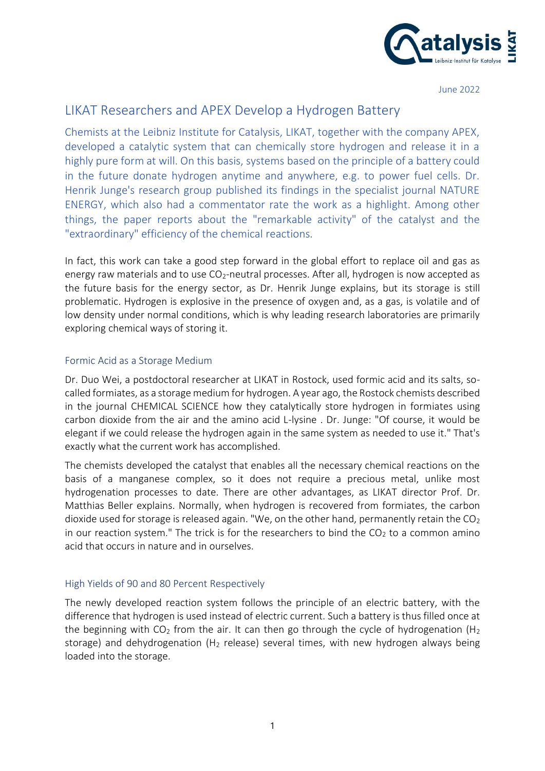June 2022

# LIKAT Researchers and APEX Develop a Hydrogen Battery

Chemists at the Leibniz Institute for Catalysis, LIKAT, together with the company APEX, developed a catalytic system that can chemically store hydrogen and release it in a highly pure form at will. On this basis, systems based on the principle of a battery could in the future donate hydrogen anytime and anywhere, e.g. to power fuel cells. Dr. Henrik Junge's research group published its findings in the specialist journal NATURE ENERGY, which also had a commentator rate the work as a highlight. Among other things, the paper reports about the "remarkable activity" of the catalyst and the "extraordinary" efficiency of the chemical reactions.

In fact, this work can take a good step forward in the global effort to replace oil and gas as energy raw materials and to use $CO_2$-neutral processes. After all, hydrogen is now accepted as the future basis for the energy sector, as Dr. Henrik Junge explains, but its storage is still problematic. Hydrogen is explosive in the presence of oxygen and, as a gas, is volatile and of low density under normal conditions, which is why leading research laboratories are primarily exploring chemical ways of storing it.

## Formic Acid as a Storage Medium

Dr. Duo Wei, a postdoctoral researcher at LIKAT in Rostock, used formic acid and its salts, so-called formiates, as a storage medium for hydrogen. A year ago, the Rostock chemists described in the journal CHEMICAL SCIENCE how they catalytically store hydrogen in formiates using carbon dioxide from the air and the amino acid L-lysine . Dr. Junge: "Of course, it would be elegant if we could release the hydrogen again in the same system as needed to use it." That's exactly what the current work has accomplished.

The chemists developed the catalyst that enables all the necessary chemical reactions on the basis of a manganese complex, so it does not require a precious metal, unlike most hydrogenation processes to date. There are other advantages, as LIKAT director Prof. Dr. Matthias Beller explains. Normally, when hydrogen is recovered from formiates, the carbon dioxide used for storage is released again. "We, on the other hand, permanently retain the $CO_2$ in our reaction system." The trick is for the researchers to bind the $CO_2$ to a common amino acid that occurs in nature and in ourselves.

## High Yields of 90 and 80 Percent Respectively

The newly developed reaction system follows the principle of an electric battery, with the difference that hydrogen is used instead of electric current. Such a battery is thus filled once at the beginning with $CO_2$ from the air. It can then go through the cycle of hydrogenation ($H_2$ storage) and dehydrogenation ($H_2$ release) several times, with new hydrogen always being loaded into the storage.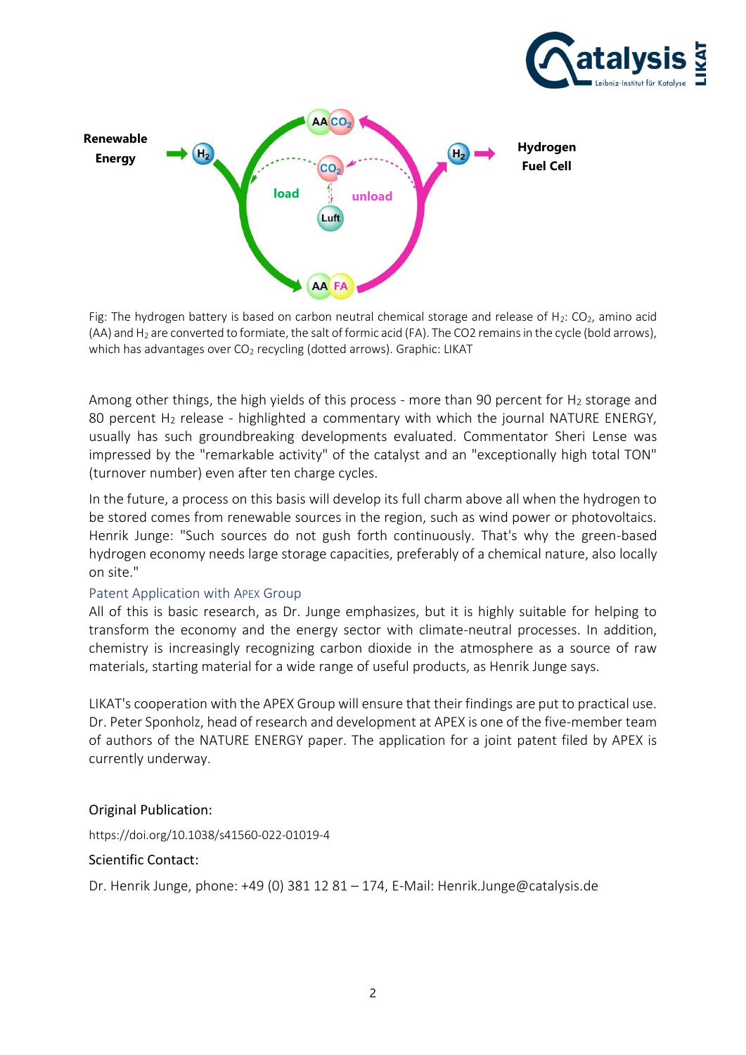Fig: The hydrogen battery is based on carbon neutral chemical storage and release of $H_2$: $CO_2$, amino acid (AA) and $H_2$ are converted to formiate, the salt of formic acid (FA). The CO2 remains in the cycle (bold arrows), which has advantages over $CO_2$ recycling (dotted arrows). Graphic: LIKAT

Among other things, the high yields of this process - more than 90 percent for $H_2$ storage and 80 percent $H_2$ release - highlighted a commentary with which the journal NATURE ENERGY, usually has such groundbreaking developments evaluated. Commentator Sheri Lense was impressed by the "remarkable activity" of the catalyst and an "exceptionally high total TON" (turnover number) even after ten charge cycles.

In the future, a process on this basis will develop its full charm above all when the hydrogen to be stored comes from renewable sources in the region, such as wind power or photovoltaics. Henrik Junge: "Such sources do not gush forth continuously. That's why the green-based hydrogen economy needs large storage capacities, preferably of a chemical nature, also locally on site."

### Patent Application with APEX Group

All of this is basic research, as Dr. Junge emphasizes, but it is highly suitable for helping to transform the economy and the energy sector with climate-neutral processes. In addition, chemistry is increasingly recognizing carbon dioxide in the atmosphere as a source of raw materials, starting material for a wide range of useful products, as Henrik Junge says.

LIKAT's cooperation with the APEX Group will ensure that their findings are put to practical use. Dr. Peter Sponholz, head of research and development at APEX is one of the five-member team of authors of the NATURE ENERGY paper. The application for a joint patent filed by APEX is currently underway.

Original Publication:

https://doi.org/10.1038/s41560-022-01019-4

Scientific Contact:

Dr. Henrik Junge, phone: +49 (0) 381 12 81 – 174, E-Mail: Henrik.Junge@catalysis.de